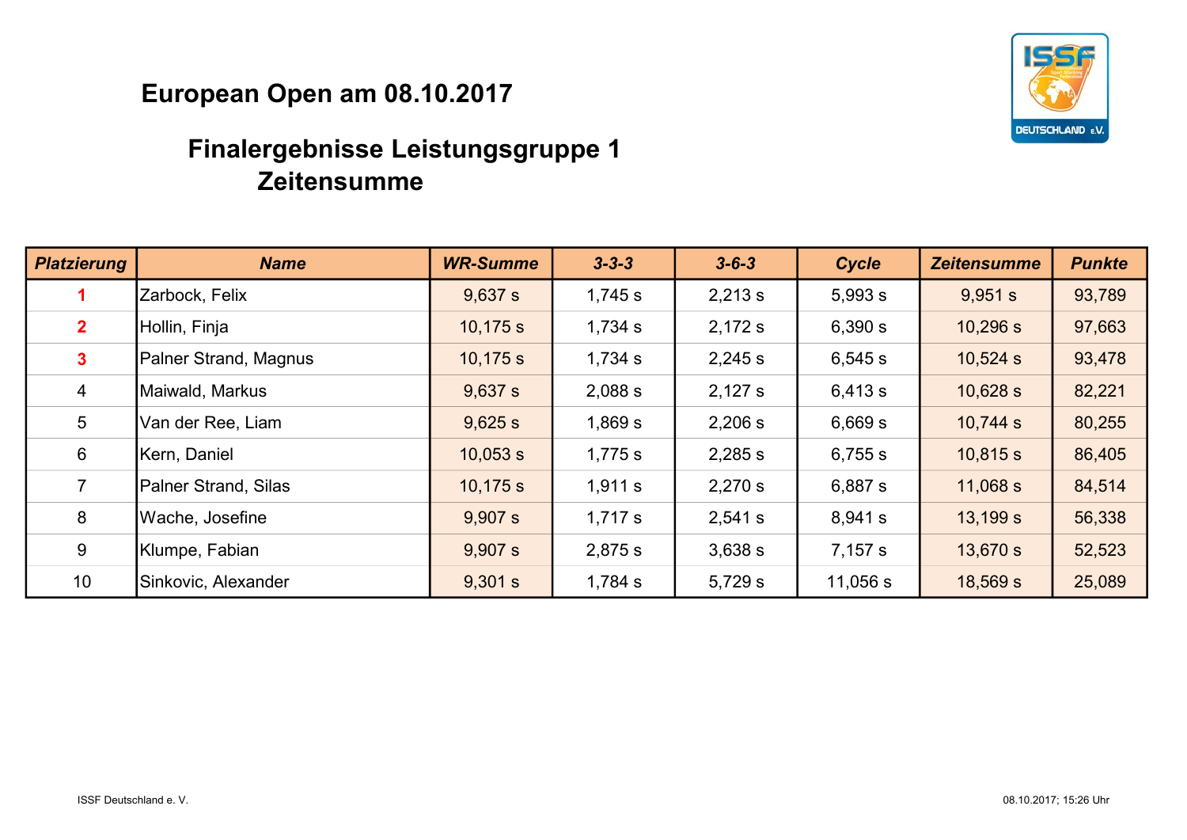# European Open am 08.10.2017

## Finalergebnisse Leistungsgruppe 1
## Zeitensumme

| Platzierung | Name | WR-Summe | 3-3-3 | 3-6-3 | Cycle | Zeitensumme | Punkte |
|---|---|---|---|---|---|---|---|
| 1 | Zarbock, Felix | 9,637 s | 1,745 s | 2,213 s | 5,993 s | 9,951 s | 93,789 |
| 2 | Hollin, Finja | 10,175 s | 1,734 s | 2,172 s | 6,390 s | 10,296 s | 97,663 |
| 3 | Palner Strand, Magnus | 10,175 s | 1,734 s | 2,245 s | 6,545 s | 10,524 s | 93,478 |
| 4 | Maiwald, Markus | 9,637 s | 2,088 s | 2,127 s | 6,413 s | 10,628 s | 82,221 |
| 5 | Van der Ree, Liam | 9,625 s | 1,869 s | 2,206 s | 6,669 s | 10,744 s | 80,255 |
| 6 | Kern, Daniel | 10,053 s | 1,775 s | 2,285 s | 6,755 s | 10,815 s | 86,405 |
| 7 | Palner Strand, Silas | 10,175 s | 1,911 s | 2,270 s | 6,887 s | 11,068 s | 84,514 |
| 8 | Wache, Josefine | 9,907 s | 1,717 s | 2,541 s | 8,941 s | 13,199 s | 56,338 |
| 9 | Klumpe, Fabian | 9,907 s | 2,875 s | 3,638 s | 7,157 s | 13,670 s | 52,523 |
| 10 | Sinkovic, Alexander | 9,301 s | 1,784 s | 5,729 s | 11,056 s | 18,569 s | 25,089 |

ISSF Deutschland e. V. 08.10.2017; 15:26 Uhr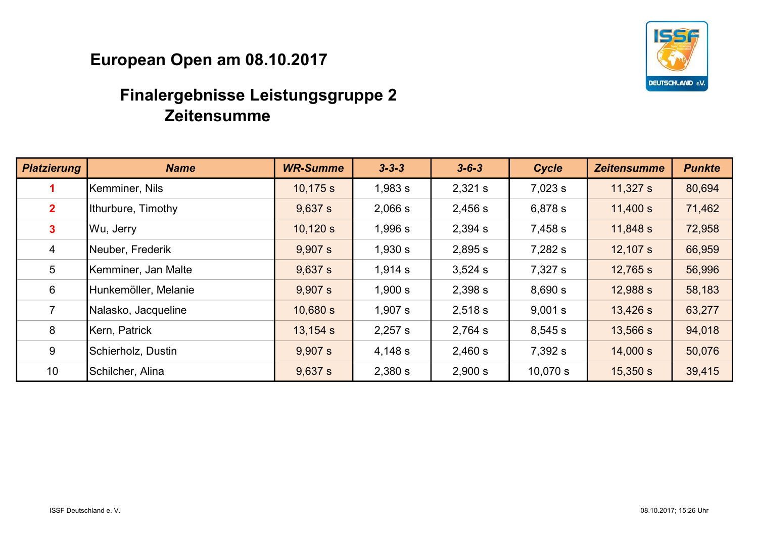# European Open am 08.10.2017

## Finalergebnisse Leistungsgruppe 2
## Zeitensumme

| Platzierung | Name | WR-Summe | 3-3-3 | 3-6-3 | Cycle | Zeitensumme | Punkte |
|---|---|---|---|---|---|---|---|
| 1 | Kemminer, Nils | 10,175 s | 1,983 s | 2,321 s | 7,023 s | 11,327 s | 80,694 |
| 2 | Ithurbure, Timothy | 9,637 s | 2,066 s | 2,456 s | 6,878 s | 11,400 s | 71,462 |
| 3 | Wu, Jerry | 10,120 s | 1,996 s | 2,394 s | 7,458 s | 11,848 s | 72,958 |
| 4 | Neuber, Frederik | 9,907 s | 1,930 s | 2,895 s | 7,282 s | 12,107 s | 66,959 |
| 5 | Kemminer, Jan Malte | 9,637 s | 1,914 s | 3,524 s | 7,327 s | 12,765 s | 56,996 |
| 6 | Hunkemöller, Melanie | 9,907 s | 1,900 s | 2,398 s | 8,690 s | 12,988 s | 58,183 |
| 7 | Nalasko, Jacqueline | 10,680 s | 1,907 s | 2,518 s | 9,001 s | 13,426 s | 63,277 |
| 8 | Kern, Patrick | 13,154 s | 2,257 s | 2,764 s | 8,545 s | 13,566 s | 94,018 |
| 9 | Schierholz, Dustin | 9,907 s | 4,148 s | 2,460 s | 7,392 s | 14,000 s | 50,076 |
| 10 | Schilcher, Alina | 9,637 s | 2,380 s | 2,900 s | 10,070 s | 15,350 s | 39,415 |

ISSF Deutschland e. V.

08.10.2017; 15:26 Uhr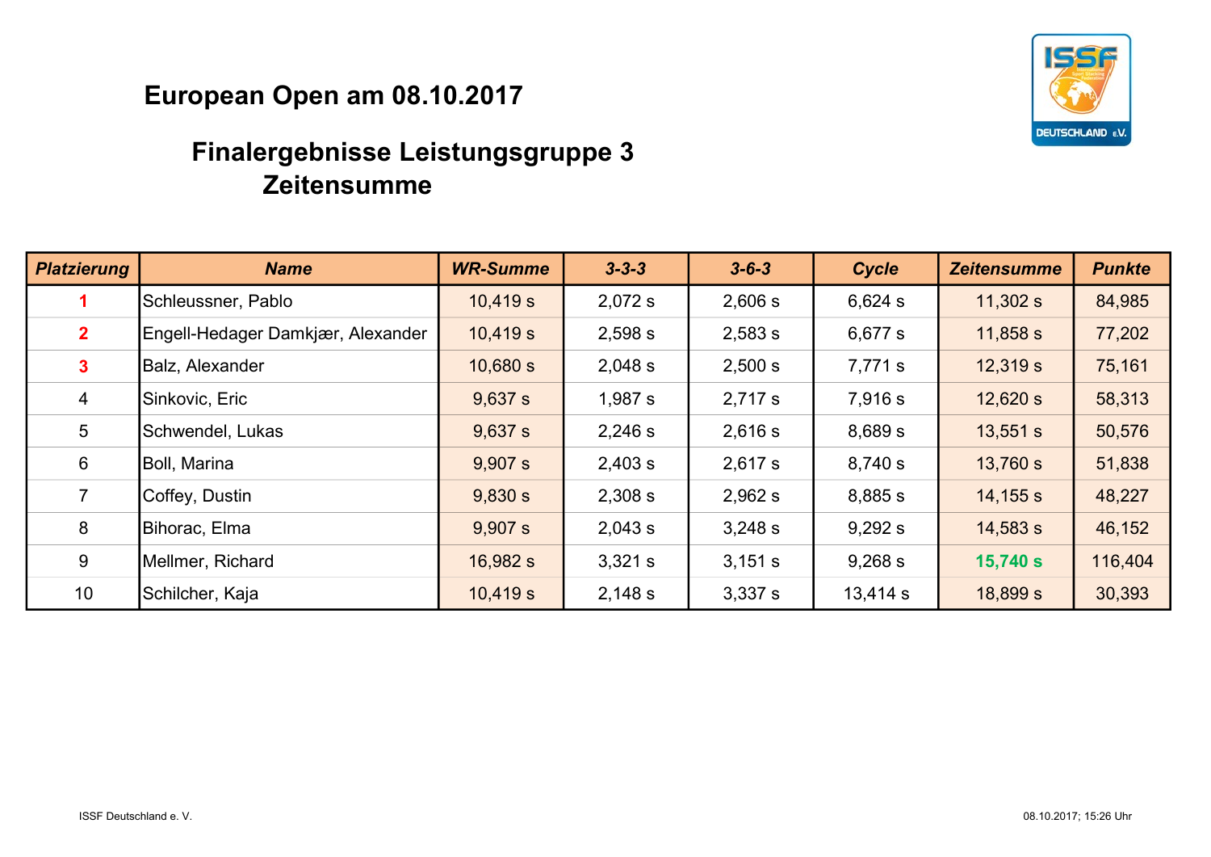# European Open am 08.10.2017

## Finalergebnisse Leistungsgruppe 3
## Zeitensumme

| Platzierung | Name | WR-Summe | 3-3-3 | 3-6-3 | Cycle | Zeitensumme | Punkte |
|---|---|---|---|---|---|---|---|
| 1 | Schleussner, Pablo | 10,419 s | 2,072 s | 2,606 s | 6,624 s | 11,302 s | 84,985 |
| 2 | Engell-Hedager Damkjær, Alexander | 10,419 s | 2,598 s | 2,583 s | 6,677 s | 11,858 s | 77,202 |
| 3 | Balz, Alexander | 10,680 s | 2,048 s | 2,500 s | 7,771 s | 12,319 s | 75,161 |
| 4 | Sinkovic, Eric | 9,637 s | 1,987 s | 2,717 s | 7,916 s | 12,620 s | 58,313 |
| 5 | Schwendel, Lukas | 9,637 s | 2,246 s | 2,616 s | 8,689 s | 13,551 s | 50,576 |
| 6 | Boll, Marina | 9,907 s | 2,403 s | 2,617 s | 8,740 s | 13,760 s | 51,838 |
| 7 | Coffey, Dustin | 9,830 s | 2,308 s | 2,962 s | 8,885 s | 14,155 s | 48,227 |
| 8 | Bihorac, Elma | 9,907 s | 2,043 s | 3,248 s | 9,292 s | 14,583 s | 46,152 |
| 9 | Mellmer, Richard | 16,982 s | 3,321 s | 3,151 s | 9,268 s | 15,740 s | 116,404 |
| 10 | Schilcher, Kaja | 10,419 s | 2,148 s | 3,337 s | 13,414 s | 18,899 s | 30,393 |

ISSF Deutschland e. V.

08.10.2017; 15:26 Uhr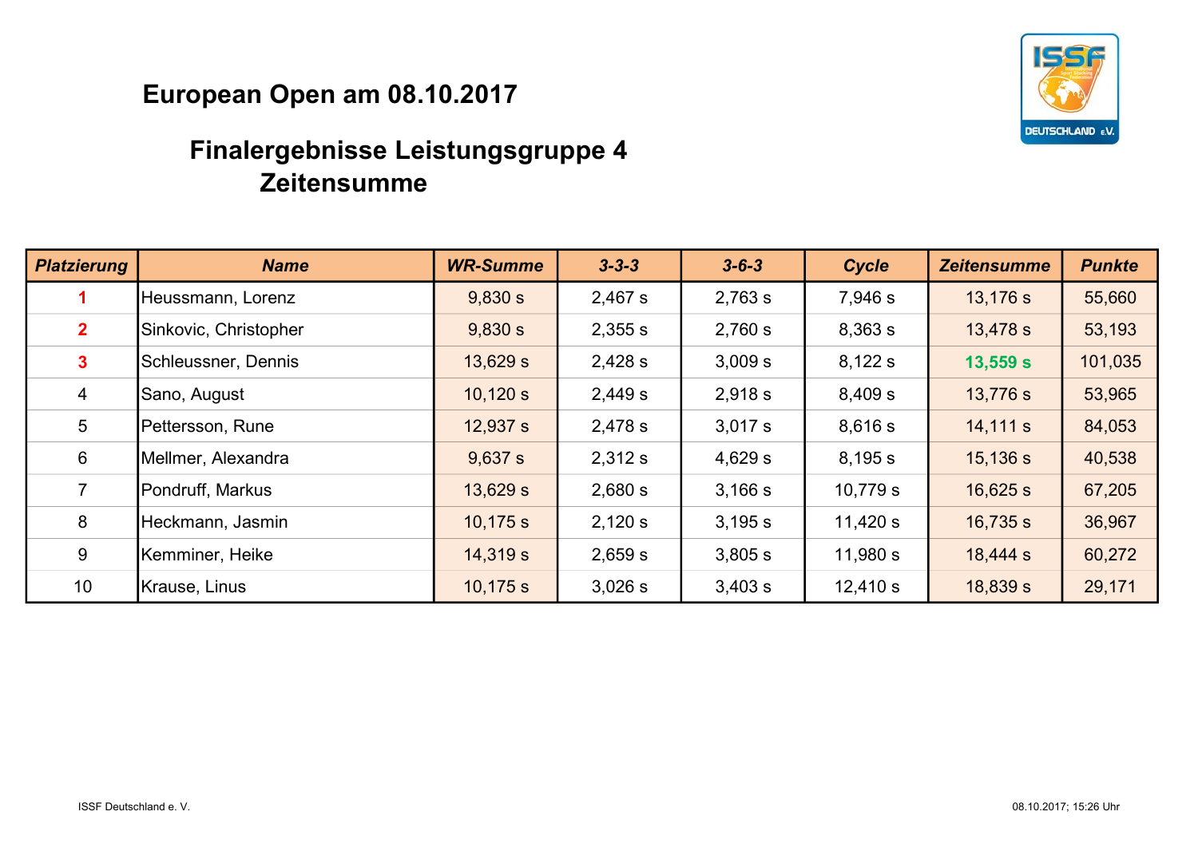# European Open am 08.10.2017

## Finalergebnisse Leistungsgruppe 4
## Zeitensumme

| Platzierung | Name | WR-Summe | 3-3-3 | 3-6-3 | Cycle | Zeitensumme | Punkte |
|---|---|---|---|---|---|---|---|
| 1 | Heussmann, Lorenz | 9,830 s | 2,467 s | 2,763 s | 7,946 s | 13,176 s | 55,660 |
| 2 | Sinkovic, Christopher | 9,830 s | 2,355 s | 2,760 s | 8,363 s | 13,478 s | 53,193 |
| 3 | Schleussner, Dennis | 13,629 s | 2,428 s | 3,009 s | 8,122 s | 13,559 s | 101,035 |
| 4 | Sano, August | 10,120 s | 2,449 s | 2,918 s | 8,409 s | 13,776 s | 53,965 |
| 5 | Pettersson, Rune | 12,937 s | 2,478 s | 3,017 s | 8,616 s | 14,111 s | 84,053 |
| 6 | Mellmer, Alexandra | 9,637 s | 2,312 s | 4,629 s | 8,195 s | 15,136 s | 40,538 |
| 7 | Pondruff, Markus | 13,629 s | 2,680 s | 3,166 s | 10,779 s | 16,625 s | 67,205 |
| 8 | Heckmann, Jasmin | 10,175 s | 2,120 s | 3,195 s | 11,420 s | 16,735 s | 36,967 |
| 9 | Kemminer, Heike | 14,319 s | 2,659 s | 3,805 s | 11,980 s | 18,444 s | 60,272 |
| 10 | Krause, Linus | 10,175 s | 3,026 s | 3,403 s | 12,410 s | 18,839 s | 29,171 |

ISSF Deutschland e. V.

08.10.2017; 15:26 Uhr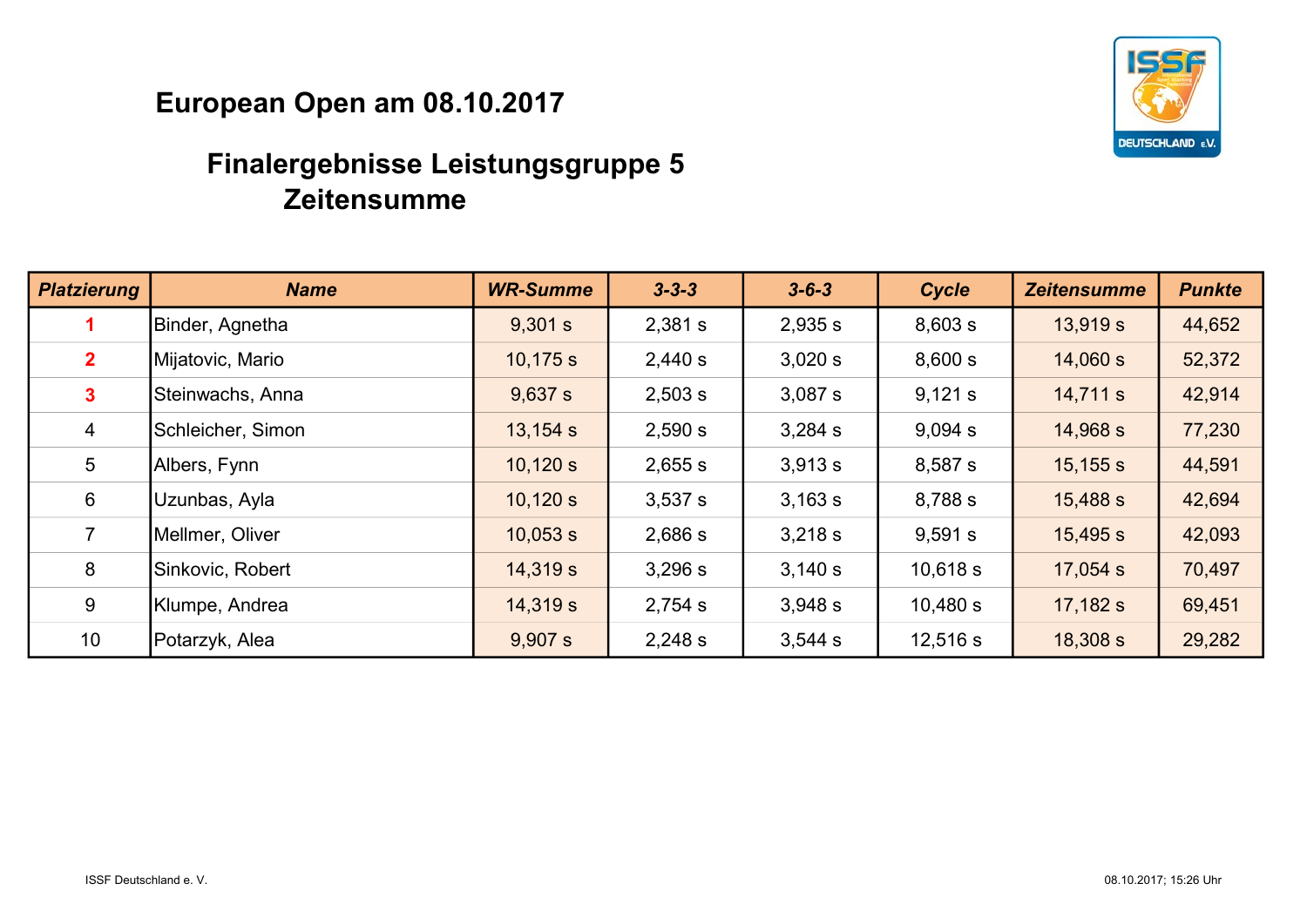# European Open am 08.10.2017

## Finalergebnisse Leistungsgruppe 5
## Zeitensumme

| Platzierung | Name | WR-Summe | 3-3-3 | 3-6-3 | Cycle | Zeitensumme | Punkte |
|---|---|---|---|---|---|---|---|
| 1 | Binder, Agnetha | 9,301 s | 2,381 s | 2,935 s | 8,603 s | 13,919 s | 44,652 |
| 2 | Mijatovic, Mario | 10,175 s | 2,440 s | 3,020 s | 8,600 s | 14,060 s | 52,372 |
| 3 | Steinwachs, Anna | 9,637 s | 2,503 s | 3,087 s | 9,121 s | 14,711 s | 42,914 |
| 4 | Schleicher, Simon | 13,154 s | 2,590 s | 3,284 s | 9,094 s | 14,968 s | 77,230 |
| 5 | Albers, Fynn | 10,120 s | 2,655 s | 3,913 s | 8,587 s | 15,155 s | 44,591 |
| 6 | Uzunbas, Ayla | 10,120 s | 3,537 s | 3,163 s | 8,788 s | 15,488 s | 42,694 |
| 7 | Mellmer, Oliver | 10,053 s | 2,686 s | 3,218 s | 9,591 s | 15,495 s | 42,093 |
| 8 | Sinkovic, Robert | 14,319 s | 3,296 s | 3,140 s | 10,618 s | 17,054 s | 70,497 |
| 9 | Klumpe, Andrea | 14,319 s | 2,754 s | 3,948 s | 10,480 s | 17,182 s | 69,451 |
| 10 | Potarzyk, Alea | 9,907 s | 2,248 s | 3,544 s | 12,516 s | 18,308 s | 29,282 |

ISSF Deutschland e. V. 08.10.2017; 15:26 Uhr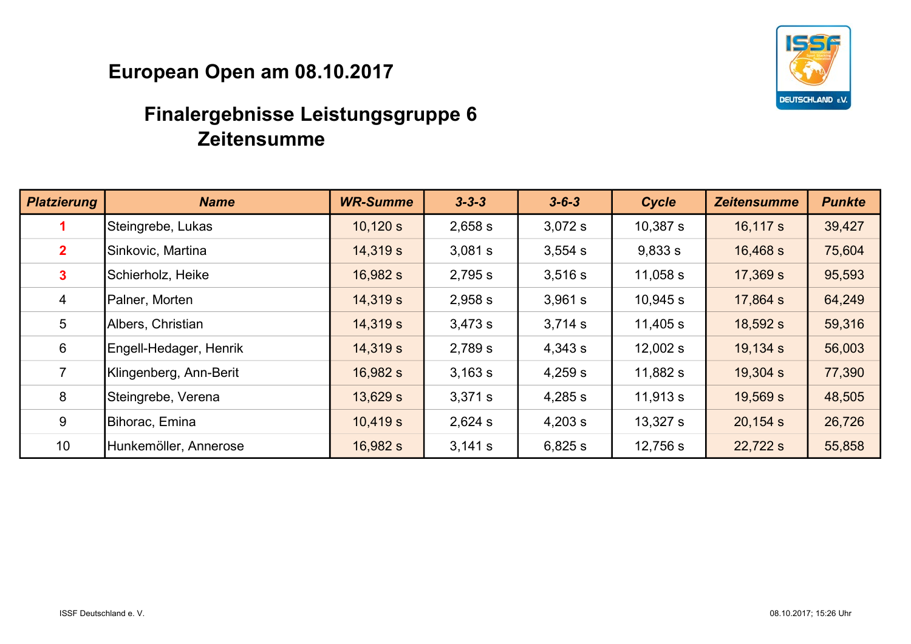# European Open am 08.10.2017

## Finalergebnisse Leistungsgruppe 6
## Zeitensumme

| Platzierung | Name | WR-Summe | 3-3-3 | 3-6-3 | Cycle | Zeitensumme | Punkte |
|---|---|---|---|---|---|---|---|
| 1 | Steingrebe, Lukas | 10,120 s | 2,658 s | 3,072 s | 10,387 s | 16,117 s | 39,427 |
| 2 | Sinkovic, Martina | 14,319 s | 3,081 s | 3,554 s | 9,833 s | 16,468 s | 75,604 |
| 3 | Schierholz, Heike | 16,982 s | 2,795 s | 3,516 s | 11,058 s | 17,369 s | 95,593 |
| 4 | Palner, Morten | 14,319 s | 2,958 s | 3,961 s | 10,945 s | 17,864 s | 64,249 |
| 5 | Albers, Christian | 14,319 s | 3,473 s | 3,714 s | 11,405 s | 18,592 s | 59,316 |
| 6 | Engell-Hedager, Henrik | 14,319 s | 2,789 s | 4,343 s | 12,002 s | 19,134 s | 56,003 |
| 7 | Klingenberg, Ann-Berit | 16,982 s | 3,163 s | 4,259 s | 11,882 s | 19,304 s | 77,390 |
| 8 | Steingrebe, Verena | 13,629 s | 3,371 s | 4,285 s | 11,913 s | 19,569 s | 48,505 |
| 9 | Bihorac, Emina | 10,419 s | 2,624 s | 4,203 s | 13,327 s | 20,154 s | 26,726 |
| 10 | Hunkemöller, Annerose | 16,982 s | 3,141 s | 6,825 s | 12,756 s | 22,722 s | 55,858 |

ISSF Deutschland e. V.

08.10.2017; 15:26 Uhr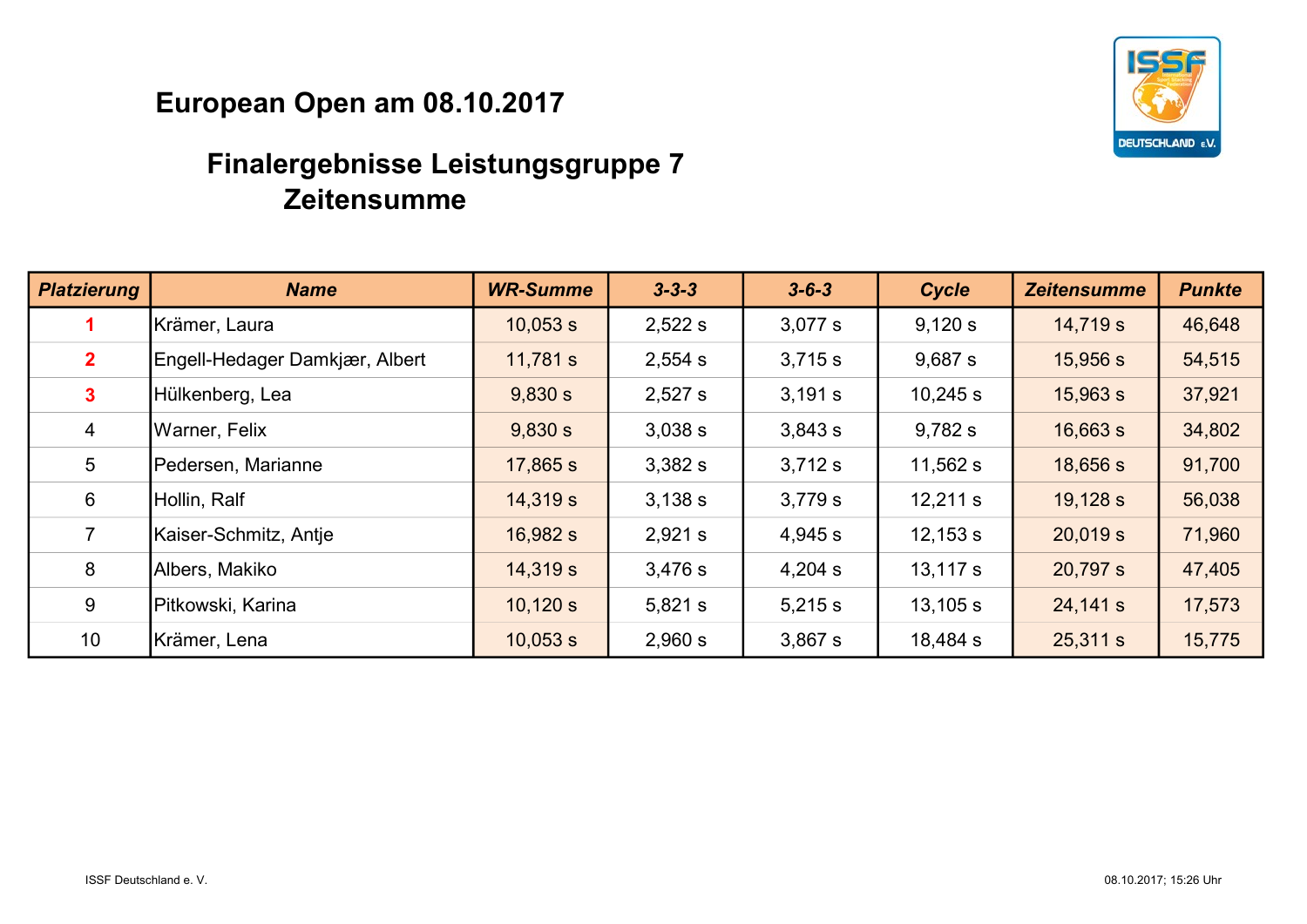# European Open am 08.10.2017

## Finalergebnisse Leistungsgruppe 7
## Zeitensumme

| Platzierung | Name | WR-Summe | 3-3-3 | 3-6-3 | Cycle | Zeitensumme | Punkte |
|---|---|---|---|---|---|---|---|
| 1 | Krämer, Laura | 10,053 s | 2,522 s | 3,077 s | 9,120 s | 14,719 s | 46,648 |
| 2 | Engell-Hedager Damkjær, Albert | 11,781 s | 2,554 s | 3,715 s | 9,687 s | 15,956 s | 54,515 |
| 3 | Hülkenberg, Lea | 9,830 s | 2,527 s | 3,191 s | 10,245 s | 15,963 s | 37,921 |
| 4 | Warner, Felix | 9,830 s | 3,038 s | 3,843 s | 9,782 s | 16,663 s | 34,802 |
| 5 | Pedersen, Marianne | 17,865 s | 3,382 s | 3,712 s | 11,562 s | 18,656 s | 91,700 |
| 6 | Hollin, Ralf | 14,319 s | 3,138 s | 3,779 s | 12,211 s | 19,128 s | 56,038 |
| 7 | Kaiser-Schmitz, Antje | 16,982 s | 2,921 s | 4,945 s | 12,153 s | 20,019 s | 71,960 |
| 8 | Albers, Makiko | 14,319 s | 3,476 s | 4,204 s | 13,117 s | 20,797 s | 47,405 |
| 9 | Pitkowski, Karina | 10,120 s | 5,821 s | 5,215 s | 13,105 s | 24,141 s | 17,573 |
| 10 | Krämer, Lena | 10,053 s | 2,960 s | 3,867 s | 18,484 s | 25,311 s | 15,775 |

ISSF Deutschland e. V.

08.10.2017; 15:26 Uhr